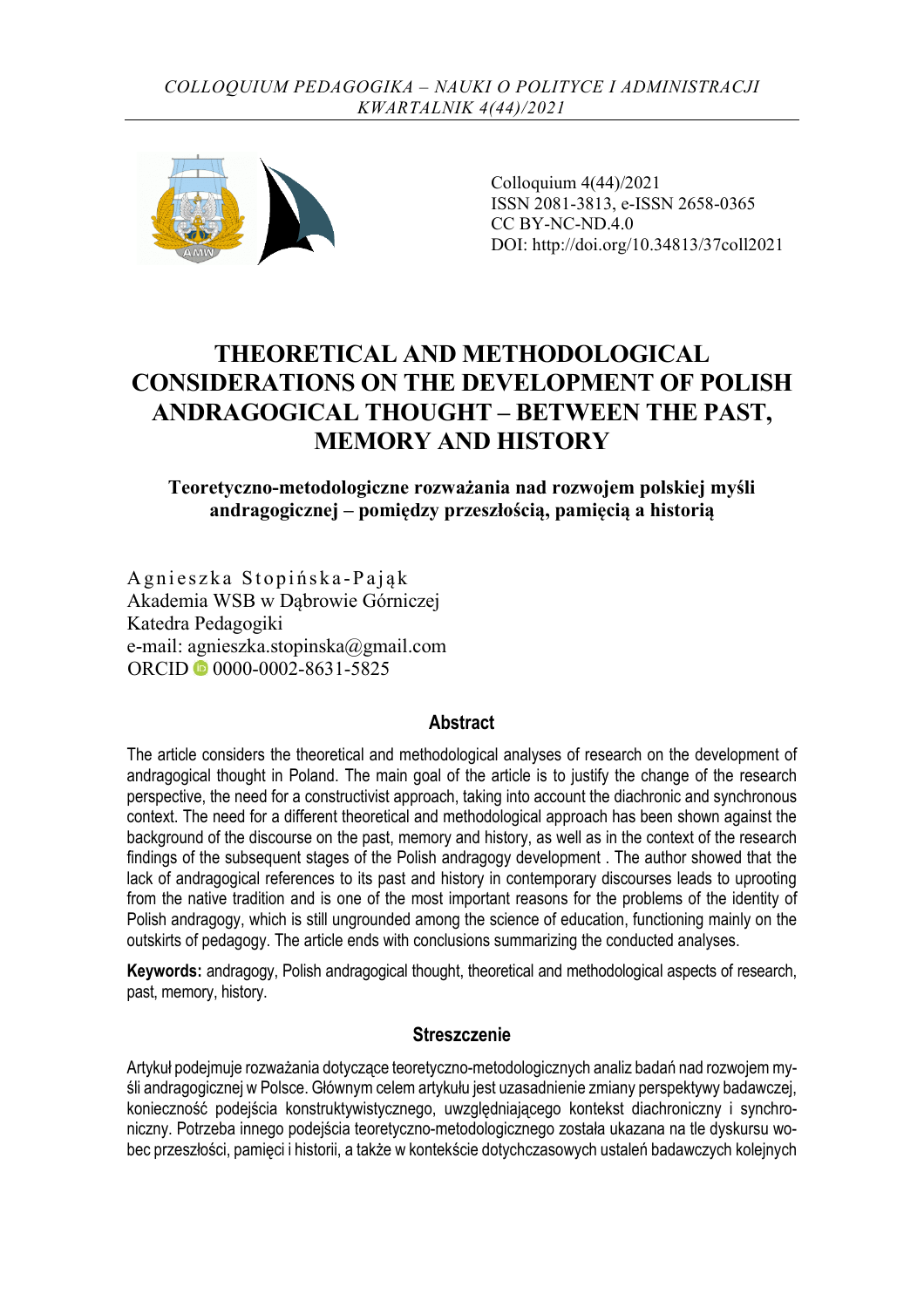Colloquium 4(44)/2021
ISSN 2081-3813, e-ISSN 2658-0365
CC BY-NC-ND.4.0
DOI: http://doi.org/10.34813/37coll2021

# THEORETICAL AND METHODOLOGICAL CONSIDERATIONS ON THE DEVELOPMENT OF POLISH ANDRAGOGICAL THOUGHT – BETWEEN THE PAST, MEMORY AND HISTORY

**Teoretyczno-metodologiczne rozważania nad rozwojem polskiej myśli andragogicznej – pomiędzy przeszłością, pamięcią a historią**

Agnieszka Stopińska-Pająk
Akademia WSB w Dąbrowie Górniczej
Katedra Pedagogiki
e-mail: agnieszka.stopinska@gmail.com
ORCID 0000-0002-8631-5825

### Abstract

The article considers the theoretical and methodological analyses of research on the development of andragogical thought in Poland. The main goal of the article is to justify the change of the research perspective, the need for a constructivist approach, taking into account the diachronic and synchronous context. The need for a different theoretical and methodological approach has been shown against the background of the discourse on the past, memory and history, as well as in the context of the research findings of the subsequent stages of the Polish andragogy development . The author showed that the lack of andragogical references to its past and history in contemporary discourses leads to uprooting from the native tradition and is one of the most important reasons for the problems of the identity of Polish andragogy, which is still ungrounded among the science of education, functioning mainly on the outskirts of pedagogy. The article ends with conclusions summarizing the conducted analyses.

**Keywords:** andragogy, Polish andragogical thought, theoretical and methodological aspects of research, past, memory, history.

### Streszczenie

Artykuł podejmuje rozważania dotyczące teoretyczno-metodologicznych analiz badań nad rozwojem myśli andragogicznej w Polsce. Głównym celem artykułu jest uzasadnienie zmiany perspektywy badawczej, konieczność podejścia konstruktywistycznego, uwzględniającego kontekst diachroniczny i synchroniczny. Potrzeba innego podejścia teoretyczno-metodologicznego została ukazana na tle dyskursu wobec przeszłości, pamięci i historii, a także w kontekście dotychczasowych ustaleń badawczych kolejnych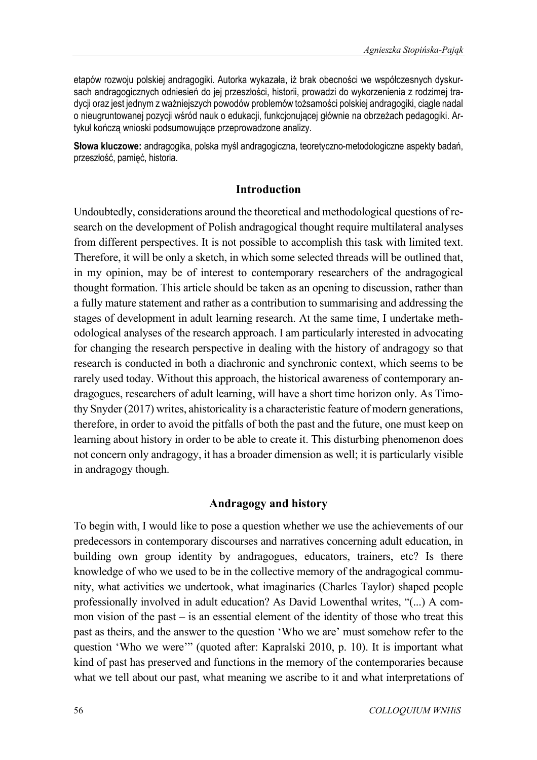etapów rozwoju polskiej andragogiki. Autorka wykazała, iż brak obecności we współczesnych dyskursach andragogicznych odniesień do jej przeszłości, historii, prowadzi do wykorzenienia z rodzimej tradycji oraz jest jednym z ważniejszych powodów problemów tożsamości polskiej andragogiki, ciągle nadal o nieugruntowanej pozycji wśród nauk o edukacji, funkcjonującej głównie na obrzeżach pedagogiki. Artykuł kończą wnioski podsumowujące przeprowadzone analizy.

**Słowa kluczowe:** andragogika, polska myśl andragogiczna, teoretyczno-metodologiczne aspekty badań, przeszłość, pamięć, historia.

## Introduction

Undoubtedly, considerations around the theoretical and methodological questions of research on the development of Polish andragogical thought require multilateral analyses from different perspectives. It is not possible to accomplish this task with limited text. Therefore, it will be only a sketch, in which some selected threads will be outlined that, in my opinion, may be of interest to contemporary researchers of the andragogical thought formation. This article should be taken as an opening to discussion, rather than a fully mature statement and rather as a contribution to summarising and addressing the stages of development in adult learning research. At the same time, I undertake methodological analyses of the research approach. I am particularly interested in advocating for changing the research perspective in dealing with the history of andragogy so that research is conducted in both a diachronic and synchronic context, which seems to be rarely used today. Without this approach, the historical awareness of contemporary andragogues, researchers of adult learning, will have a short time horizon only. As Timothy Snyder (2017) writes, ahistoricality is a characteristic feature of modern generations, therefore, in order to avoid the pitfalls of both the past and the future, one must keep on learning about history in order to be able to create it. This disturbing phenomenon does not concern only andragogy, it has a broader dimension as well; it is particularly visible in andragogy though.

## Andragogy and history

To begin with, I would like to pose a question whether we use the achievements of our predecessors in contemporary discourses and narratives concerning adult education, in building own group identity by andragogues, educators, trainers, etc? Is there knowledge of who we used to be in the collective memory of the andragogical community, what activities we undertook, what imaginaries (Charles Taylor) shaped people professionally involved in adult education? As David Lowenthal writes, "(...) A common vision of the past – is an essential element of the identity of those who treat this past as theirs, and the answer to the question 'Who we are' must somehow refer to the question 'Who we were'" (quoted after: Kapralski 2010, p. 10). It is important what kind of past has preserved and functions in the memory of the contemporaries because what we tell about our past, what meaning we ascribe to it and what interpretations of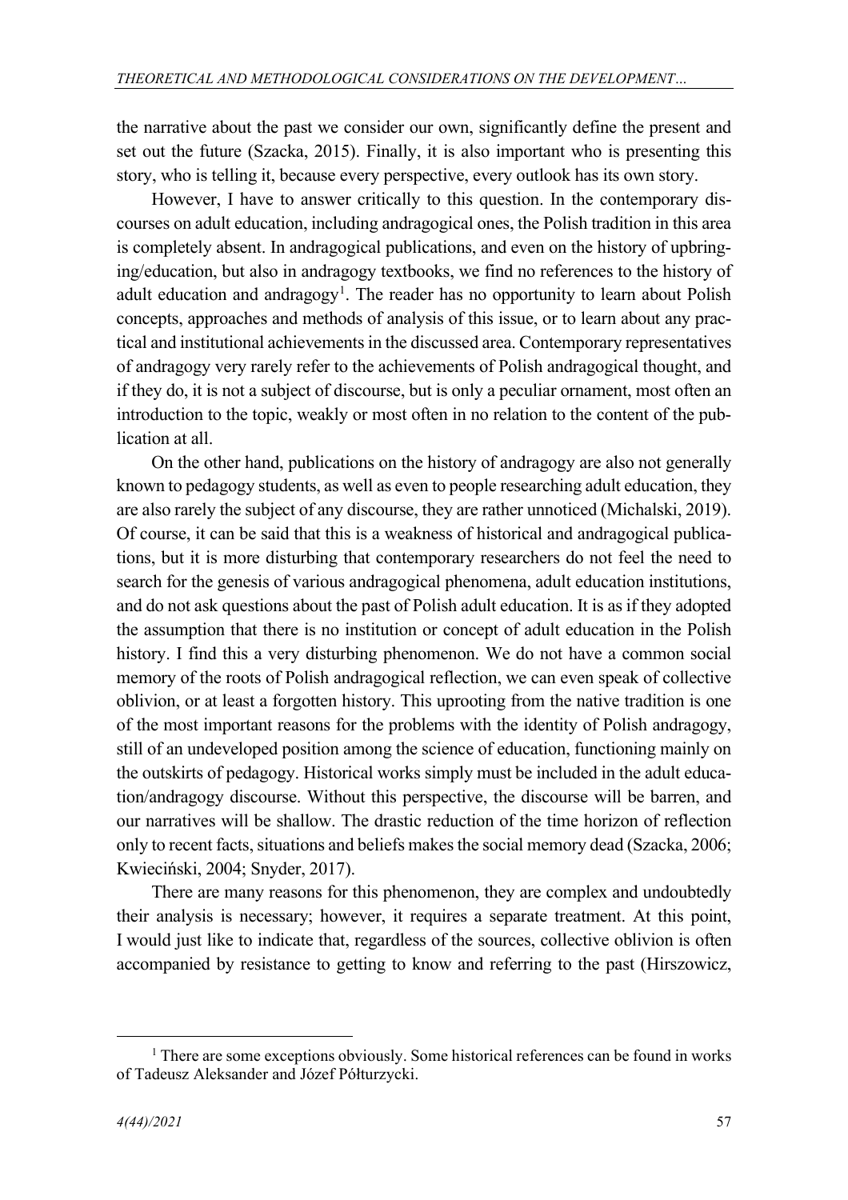the narrative about the past we consider our own, significantly define the present and set out the future (Szacka, 2015). Finally, it is also important who is presenting this story, who is telling it, because every perspective, every outlook has its own story.

However, I have to answer critically to this question. In the contemporary discourses on adult education, including andragogical ones, the Polish tradition in this area is completely absent. In andragogical publications, and even on the history of upbringing/education, but also in andragogy textbooks, we find no references to the history of adult education and andragogy[1]. The reader has no opportunity to learn about Polish concepts, approaches and methods of analysis of this issue, or to learn about any practical and institutional achievements in the discussed area. Contemporary representatives of andragogy very rarely refer to the achievements of Polish andragogical thought, and if they do, it is not a subject of discourse, but is only a peculiar ornament, most often an introduction to the topic, weakly or most often in no relation to the content of the publication at all.

On the other hand, publications on the history of andragogy are also not generally known to pedagogy students, as well as even to people researching adult education, they are also rarely the subject of any discourse, they are rather unnoticed (Michalski, 2019). Of course, it can be said that this is a weakness of historical and andragogical publications, but it is more disturbing that contemporary researchers do not feel the need to search for the genesis of various andragogical phenomena, adult education institutions, and do not ask questions about the past of Polish adult education. It is as if they adopted the assumption that there is no institution or concept of adult education in the Polish history. I find this a very disturbing phenomenon. We do not have a common social memory of the roots of Polish andragogical reflection, we can even speak of collective oblivion, or at least a forgotten history. This uprooting from the native tradition is one of the most important reasons for the problems with the identity of Polish andragogy, still of an undeveloped position among the science of education, functioning mainly on the outskirts of pedagogy. Historical works simply must be included in the adult education/andragogy discourse. Without this perspective, the discourse will be barren, and our narratives will be shallow. The drastic reduction of the time horizon of reflection only to recent facts, situations and beliefs makes the social memory dead (Szacka, 2006; Kwieciński, 2004; Snyder, 2017).

There are many reasons for this phenomenon, they are complex and undoubtedly their analysis is necessary; however, it requires a separate treatment. At this point, I would just like to indicate that, regardless of the sources, collective oblivion is often accompanied by resistance to getting to know and referring to the past (Hirszowicz,

---

[1] There are some exceptions obviously. Some historical references can be found in works of Tadeusz Aleksander and Józef Półturzycki.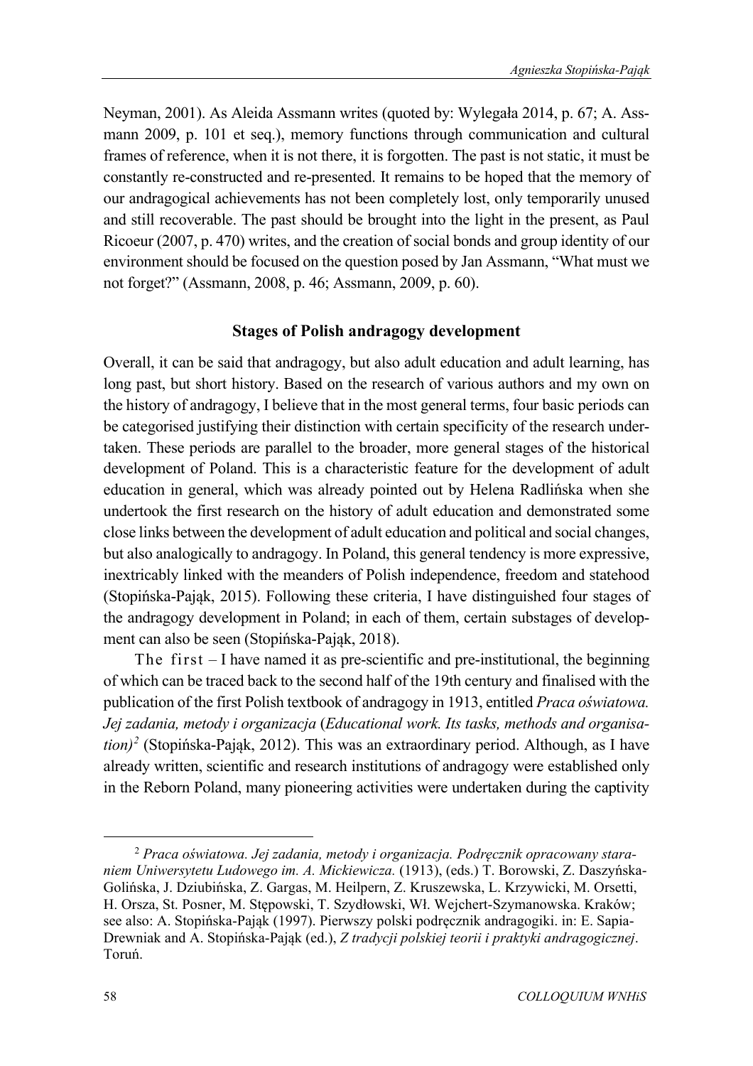Neyman, 2001). As Aleida Assmann writes (quoted by: Wylegała 2014, p. 67; A. Assmann 2009, p. 101 et seq.), memory functions through communication and cultural frames of reference, when it is not there, it is forgotten. The past is not static, it must be constantly re-constructed and re-presented. It remains to be hoped that the memory of our andragogical achievements has not been completely lost, only temporarily unused and still recoverable. The past should be brought into the light in the present, as Paul Ricoeur (2007, p. 470) writes, and the creation of social bonds and group identity of our environment should be focused on the question posed by Jan Assmann, "What must we not forget?" (Assmann, 2008, p. 46; Assmann, 2009, p. 60).

## Stages of Polish andragogy development

Overall, it can be said that andragogy, but also adult education and adult learning, has long past, but short history. Based on the research of various authors and my own on the history of andragogy, I believe that in the most general terms, four basic periods can be categorised justifying their distinction with certain specificity of the research undertaken. These periods are parallel to the broader, more general stages of the historical development of Poland. This is a characteristic feature for the development of adult education in general, which was already pointed out by Helena Radlińska when she undertook the first research on the history of adult education and demonstrated some close links between the development of adult education and political and social changes, but also analogically to andragogy. In Poland, this general tendency is more expressive, inextricably linked with the meanders of Polish independence, freedom and statehood (Stopińska-Pająk, 2015). Following these criteria, I have distinguished four stages of the andragogy development in Poland; in each of them, certain substages of development can also be seen (Stopińska-Pająk, 2018).

The first – I have named it as pre-scientific and pre-institutional, the beginning of which can be traced back to the second half of the 19th century and finalised with the publication of the first Polish textbook of andragogy in 1913, entitled *Praca oświatowa. Jej zadania, metody i organizacja* (*Educational work. Its tasks, methods and organisation)*[2] (Stopińska-Pająk, 2012). This was an extraordinary period. Although, as I have already written, scientific and research institutions of andragogy were established only in the Reborn Poland, many pioneering activities were undertaken during the captivity

---

[2] *Praca oświatowa. Jej zadania, metody i organizacja. Podręcznik opracowany staraniem Uniwersytetu Ludowego im. A. Mickiewicza.* (1913), (eds.) T. Borowski, Z. Daszyńska-Golińska, J. Dziubińska, Z. Gargas, M. Heilpern, Z. Kruszewska, L. Krzywicki, M. Orsetti, H. Orsza, St. Posner, M. Stępowski, T. Szydłowski, Wł. Wejchert-Szymanowska. Kraków; see also: A. Stopińska-Pająk (1997). Pierwszy polski podręcznik andragogiki. in: E. Sapia-Drewniak and A. Stopińska-Pająk (ed.), *Z tradycji polskiej teorii i praktyki andragogicznej*. Toruń.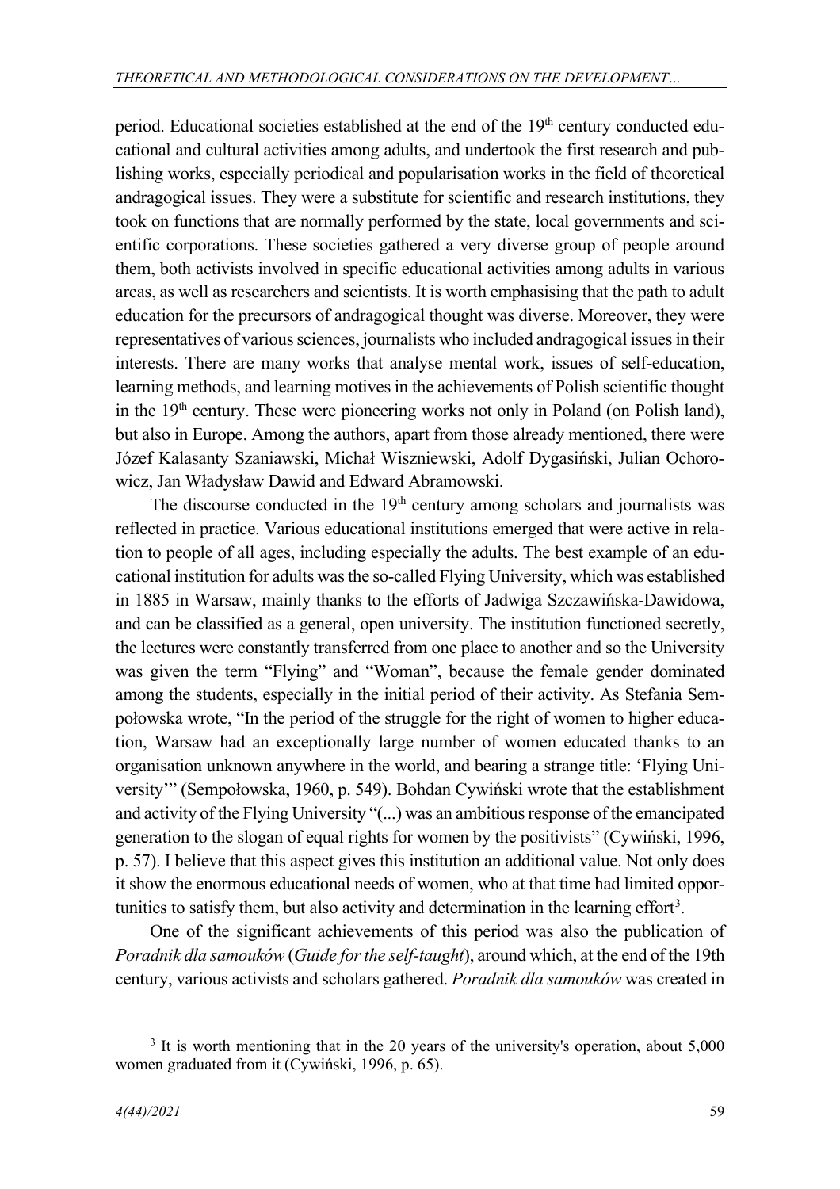period. Educational societies established at the end of the 19th century conducted educational and cultural activities among adults, and undertook the first research and publishing works, especially periodical and popularisation works in the field of theoretical andragogical issues. They were a substitute for scientific and research institutions, they took on functions that are normally performed by the state, local governments and scientific corporations. These societies gathered a very diverse group of people around them, both activists involved in specific educational activities among adults in various areas, as well as researchers and scientists. It is worth emphasising that the path to adult education for the precursors of andragogical thought was diverse. Moreover, they were representatives of various sciences, journalists who included andragogical issues in their interests. There are many works that analyse mental work, issues of self-education, learning methods, and learning motives in the achievements of Polish scientific thought in the 19th century. These were pioneering works not only in Poland (on Polish land), but also in Europe. Among the authors, apart from those already mentioned, there were Józef Kalasanty Szaniawski, Michał Wiszniewski, Adolf Dygasiński, Julian Ochorowicz, Jan Władysław Dawid and Edward Abramowski.

The discourse conducted in the 19th century among scholars and journalists was reflected in practice. Various educational institutions emerged that were active in relation to people of all ages, including especially the adults. The best example of an educational institution for adults was the so-called Flying University, which was established in 1885 in Warsaw, mainly thanks to the efforts of Jadwiga Szczawińska-Dawidowa, and can be classified as a general, open university. The institution functioned secretly, the lectures were constantly transferred from one place to another and so the University was given the term "Flying" and "Woman", because the female gender dominated among the students, especially in the initial period of their activity. As Stefania Sempołowska wrote, "In the period of the struggle for the right of women to higher education, Warsaw had an exceptionally large number of women educated thanks to an organisation unknown anywhere in the world, and bearing a strange title: 'Flying University'" (Sempołowska, 1960, p. 549). Bohdan Cywiński wrote that the establishment and activity of the Flying University "(...) was an ambitious response of the emancipated generation to the slogan of equal rights for women by the positivists" (Cywiński, 1996, p. 57). I believe that this aspect gives this institution an additional value. Not only does it show the enormous educational needs of women, who at that time had limited opportunities to satisfy them, but also activity and determination in the learning effort[3].

One of the significant achievements of this period was also the publication of *Poradnik dla samouków* (*Guide for the self-taught*), around which, at the end of the 19th century, various activists and scholars gathered. *Poradnik dla samouków* was created in

---

[3] It is worth mentioning that in the 20 years of the university's operation, about 5,000 women graduated from it (Cywiński, 1996, p. 65).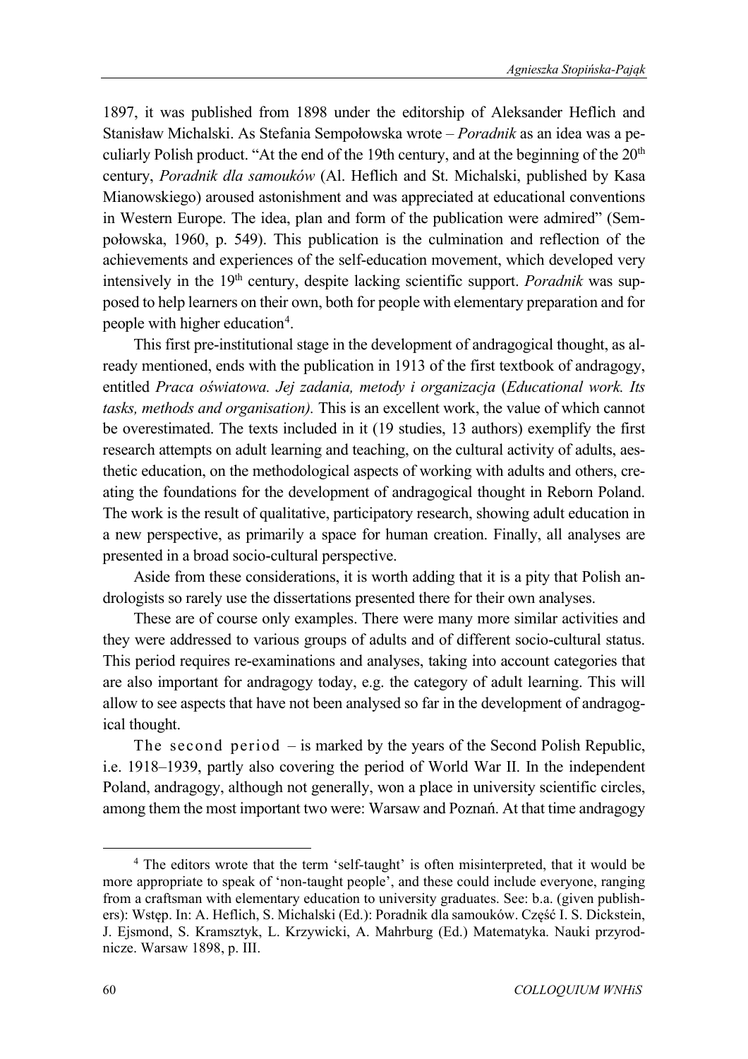1897, it was published from 1898 under the editorship of Aleksander Heflich and Stanisław Michalski. As Stefania Sempołowska wrote – *Poradnik* as an idea was a peculiarly Polish product. "At the end of the 19th century, and at the beginning of the 20th century, *Poradnik dla samouków* (Al. Heflich and St. Michalski, published by Kasa Mianowskiego) aroused astonishment and was appreciated at educational conventions in Western Europe. The idea, plan and form of the publication were admired" (Sempołowska, 1960, p. 549). This publication is the culmination and reflection of the achievements and experiences of the self-education movement, which developed very intensively in the 19th century, despite lacking scientific support. *Poradnik* was supposed to help learners on their own, both for people with elementary preparation and for people with higher education[4].

This first pre-institutional stage in the development of andragogical thought, as already mentioned, ends with the publication in 1913 of the first textbook of andragogy, entitled *Praca oświatowa. Jej zadania, metody i organizacja* (*Educational work. Its tasks, methods and organisation).* This is an excellent work, the value of which cannot be overestimated. The texts included in it (19 studies, 13 authors) exemplify the first research attempts on adult learning and teaching, on the cultural activity of adults, aesthetic education, on the methodological aspects of working with adults and others, creating the foundations for the development of andragogical thought in Reborn Poland. The work is the result of qualitative, participatory research, showing adult education in a new perspective, as primarily a space for human creation. Finally, all analyses are presented in a broad socio-cultural perspective.

Aside from these considerations, it is worth adding that it is a pity that Polish andrologists so rarely use the dissertations presented there for their own analyses.

These are of course only examples. There were many more similar activities and they were addressed to various groups of adults and of different socio-cultural status. This period requires re-examinations and analyses, taking into account categories that are also important for andragogy today, e.g. the category of adult learning. This will allow to see aspects that have not been analysed so far in the development of andragogical thought.

The second period – is marked by the years of the Second Polish Republic, i.e. 1918–1939, partly also covering the period of World War II. In the independent Poland, andragogy, although not generally, won a place in university scientific circles, among them the most important two were: Warsaw and Poznań. At that time andragogy

---

[4] The editors wrote that the term 'self-taught' is often misinterpreted, that it would be more appropriate to speak of 'non-taught people', and these could include everyone, ranging from a craftsman with elementary education to university graduates. See: b.a. (given publishers): Wstęp. In: A. Heflich, S. Michalski (Ed.): Poradnik dla samouków. Część I. S. Dickstein, J. Ejsmond, S. Kramsztyk, L. Krzywicki, A. Mahrburg (Ed.) Matematyka. Nauki przyrodnicze. Warsaw 1898, p. III.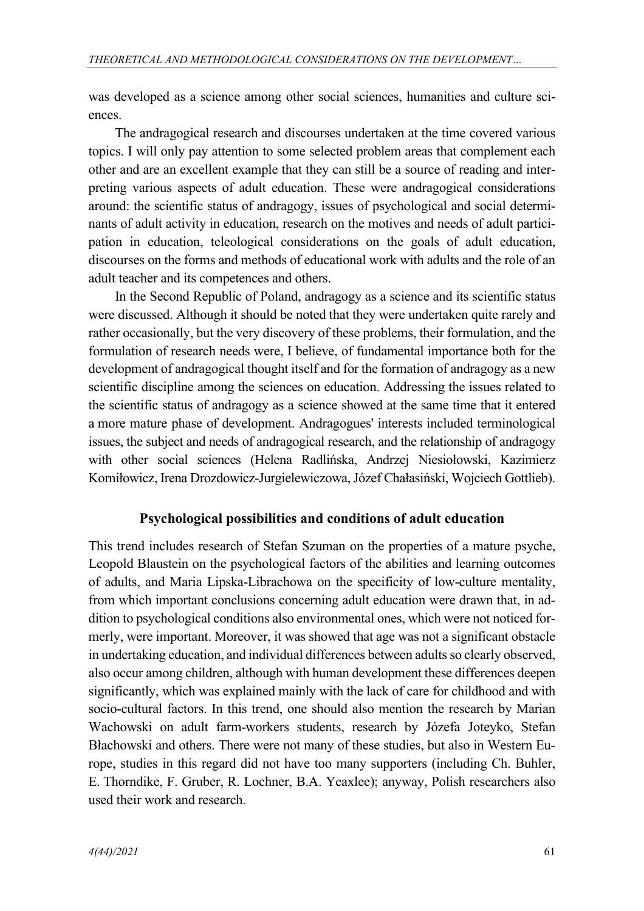was developed as a science among other social sciences, humanities and culture sciences.

The andragogical research and discourses undertaken at the time covered various topics. I will only pay attention to some selected problem areas that complement each other and are an excellent example that they can still be a source of reading and interpreting various aspects of adult education. These were andragogical considerations around: the scientific status of andragogy, issues of psychological and social determinants of adult activity in education, research on the motives and needs of adult participation in education, teleological considerations on the goals of adult education, discourses on the forms and methods of educational work with adults and the role of an adult teacher and its competences and others.

In the Second Republic of Poland, andragogy as a science and its scientific status were discussed. Although it should be noted that they were undertaken quite rarely and rather occasionally, but the very discovery of these problems, their formulation, and the formulation of research needs were, I believe, of fundamental importance both for the development of andragogical thought itself and for the formation of andragogy as a new scientific discipline among the sciences on education. Addressing the issues related to the scientific status of andragogy as a science showed at the same time that it entered a more mature phase of development. Andragogues' interests included terminological issues, the subject and needs of andragogical research, and the relationship of andragogy with other social sciences (Helena Radlińska, Andrzej Niesiołowski, Kazimierz Korniłowicz, Irena Drozdowicz-Jurgielewiczowa, Józef Chałasiński, Wojciech Gottlieb).

## Psychological possibilities and conditions of adult education

This trend includes research of Stefan Szuman on the properties of a mature psyche, Leopold Blaustein on the psychological factors of the abilities and learning outcomes of adults, and Maria Lipska-Librachowa on the specificity of low-culture mentality, from which important conclusions concerning adult education were drawn that, in addition to psychological conditions also environmental ones, which were not noticed formerly, were important. Moreover, it was showed that age was not a significant obstacle in undertaking education, and individual differences between adults so clearly observed, also occur among children, although with human development these differences deepen significantly, which was explained mainly with the lack of care for childhood and with socio-cultural factors. In this trend, one should also mention the research by Marian Wachowski on adult farm-workers students, research by Józefa Joteyko, Stefan Błachowski and others. There were not many of these studies, but also in Western Europe, studies in this regard did not have too many supporters (including Ch. Buhler, E. Thorndike, F. Gruber, R. Lochner, B.A. Yeaxlee); anyway, Polish researchers also used their work and research.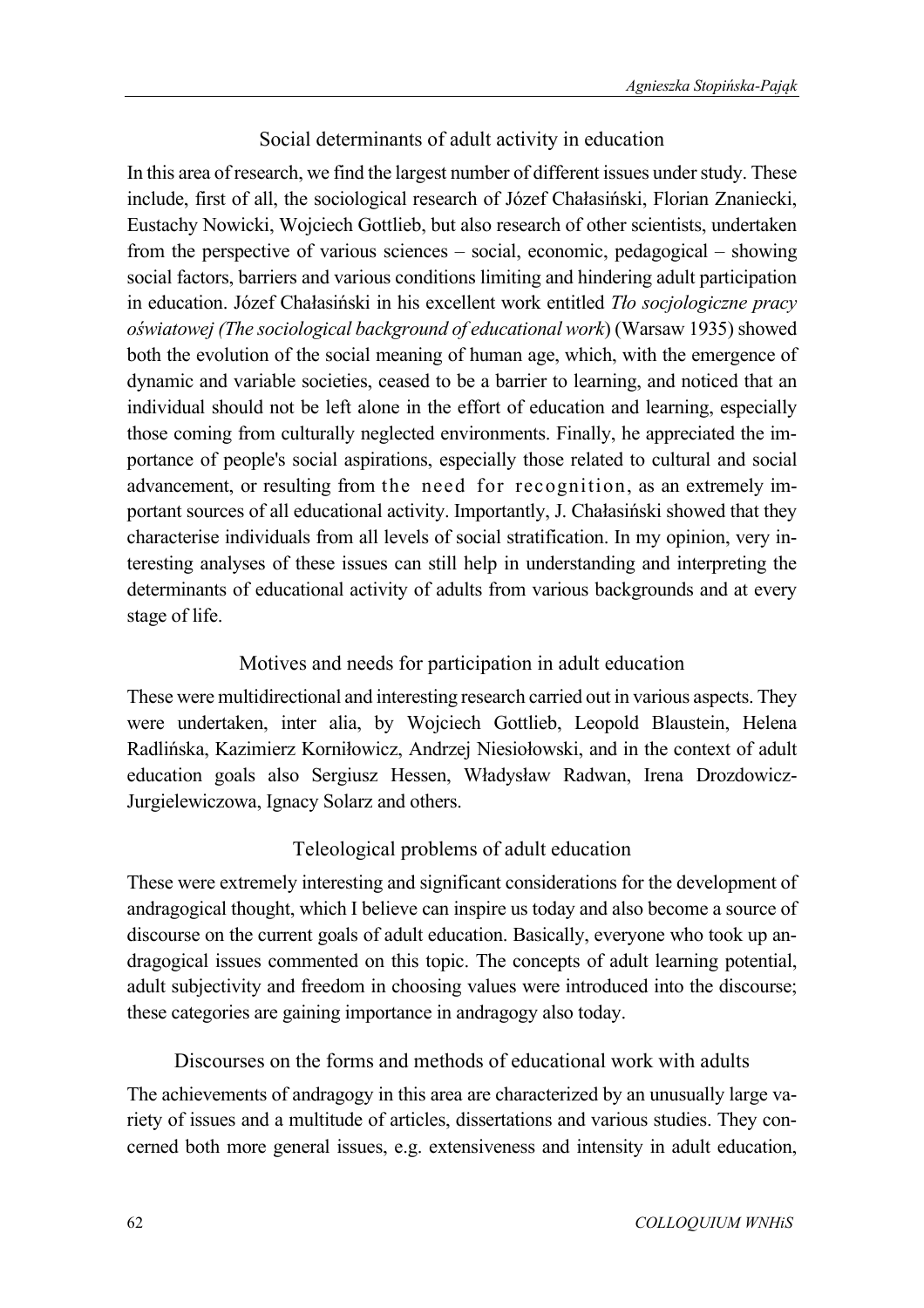### Social determinants of adult activity in education

In this area of research, we find the largest number of different issues under study. These include, first of all, the sociological research of Józef Chałasiński, Florian Znaniecki, Eustachy Nowicki, Wojciech Gottlieb, but also research of other scientists, undertaken from the perspective of various sciences – social, economic, pedagogical – showing social factors, barriers and various conditions limiting and hindering adult participation in education. Józef Chałasiński in his excellent work entitled *Tło socjologiczne pracy oświatowej (The sociological background of educational work*) (Warsaw 1935) showed both the evolution of the social meaning of human age, which, with the emergence of dynamic and variable societies, ceased to be a barrier to learning, and noticed that an individual should not be left alone in the effort of education and learning, especially those coming from culturally neglected environments. Finally, he appreciated the importance of people's social aspirations, especially those related to cultural and social advancement, or resulting from the need for recognition, as an extremely important sources of all educational activity. Importantly, J. Chałasiński showed that they characterise individuals from all levels of social stratification. In my opinion, very interesting analyses of these issues can still help in understanding and interpreting the determinants of educational activity of adults from various backgrounds and at every stage of life.

### Motives and needs for participation in adult education

These were multidirectional and interesting research carried out in various aspects. They were undertaken, inter alia, by Wojciech Gottlieb, Leopold Blaustein, Helena Radlińska, Kazimierz Korniłowicz, Andrzej Niesiołowski, and in the context of adult education goals also Sergiusz Hessen, Władysław Radwan, Irena Drozdowicz-Jurgielewiczowa, Ignacy Solarz and others.

### Teleological problems of adult education

These were extremely interesting and significant considerations for the development of andragogical thought, which I believe can inspire us today and also become a source of discourse on the current goals of adult education. Basically, everyone who took up andragogical issues commented on this topic. The concepts of adult learning potential, adult subjectivity and freedom in choosing values were introduced into the discourse; these categories are gaining importance in andragogy also today.

### Discourses on the forms and methods of educational work with adults

The achievements of andragogy in this area are characterized by an unusually large variety of issues and a multitude of articles, dissertations and various studies. They concerned both more general issues, e.g. extensiveness and intensity in adult education,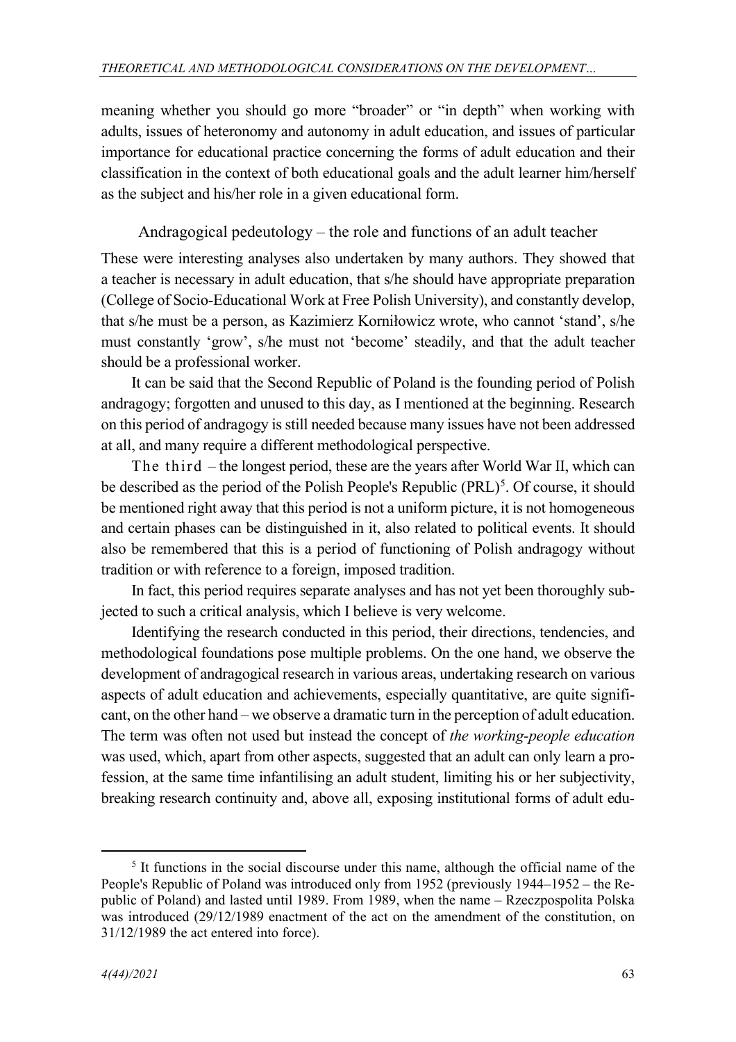meaning whether you should go more "broader" or "in depth" when working with adults, issues of heteronomy and autonomy in adult education, and issues of particular importance for educational practice concerning the forms of adult education and their classification in the context of both educational goals and the adult learner him/herself as the subject and his/her role in a given educational form.

Andragogical pedeutology – the role and functions of an adult teacher

These were interesting analyses also undertaken by many authors. They showed that a teacher is necessary in adult education, that s/he should have appropriate preparation (College of Socio-Educational Work at Free Polish University), and constantly develop, that s/he must be a person, as Kazimierz Korniłowicz wrote, who cannot 'stand', s/he must constantly 'grow', s/he must not 'become' steadily, and that the adult teacher should be a professional worker.

It can be said that the Second Republic of Poland is the founding period of Polish andragogy; forgotten and unused to this day, as I mentioned at the beginning. Research on this period of andragogy is still needed because many issues have not been addressed at all, and many require a different methodological perspective.

The third – the longest period, these are the years after World War II, which can be described as the period of the Polish People's Republic (PRL)[5]. Of course, it should be mentioned right away that this period is not a uniform picture, it is not homogeneous and certain phases can be distinguished in it, also related to political events. It should also be remembered that this is a period of functioning of Polish andragogy without tradition or with reference to a foreign, imposed tradition.

In fact, this period requires separate analyses and has not yet been thoroughly subjected to such a critical analysis, which I believe is very welcome.

Identifying the research conducted in this period, their directions, tendencies, and methodological foundations pose multiple problems. On the one hand, we observe the development of andragogical research in various areas, undertaking research on various aspects of adult education and achievements, especially quantitative, are quite significant, on the other hand – we observe a dramatic turn in the perception of adult education. The term was often not used but instead the concept of *the working-people education* was used, which, apart from other aspects, suggested that an adult can only learn a profession, at the same time infantilising an adult student, limiting his or her subjectivity, breaking research continuity and, above all, exposing institutional forms of adult edu-

[5] It functions in the social discourse under this name, although the official name of the People's Republic of Poland was introduced only from 1952 (previously 1944–1952 – the Republic of Poland) and lasted until 1989. From 1989, when the name – Rzeczpospolita Polska was introduced (29/12/1989 enactment of the act on the amendment of the constitution, on 31/12/1989 the act entered into force).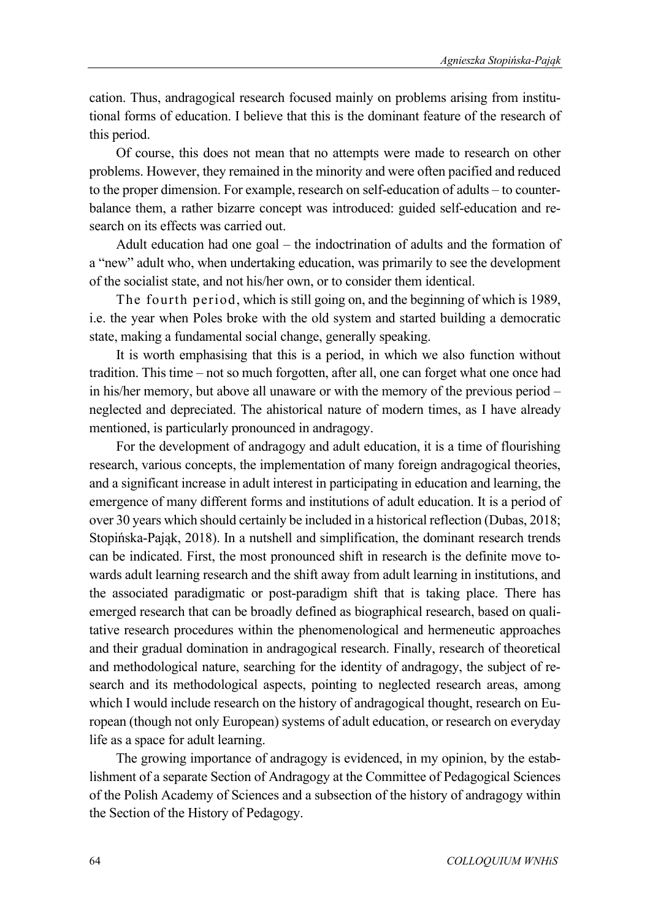cation. Thus, andragogical research focused mainly on problems arising from institutional forms of education. I believe that this is the dominant feature of the research of this period.

Of course, this does not mean that no attempts were made to research on other problems. However, they remained in the minority and were often pacified and reduced to the proper dimension. For example, research on self-education of adults – to counterbalance them, a rather bizarre concept was introduced: guided self-education and research on its effects was carried out.

Adult education had one goal – the indoctrination of adults and the formation of a "new" adult who, when undertaking education, was primarily to see the development of the socialist state, and not his/her own, or to consider them identical.

The fourth period, which is still going on, and the beginning of which is 1989, i.e. the year when Poles broke with the old system and started building a democratic state, making a fundamental social change, generally speaking.

It is worth emphasising that this is a period, in which we also function without tradition. This time – not so much forgotten, after all, one can forget what one once had in his/her memory, but above all unaware or with the memory of the previous period – neglected and depreciated. The ahistorical nature of modern times, as I have already mentioned, is particularly pronounced in andragogy.

For the development of andragogy and adult education, it is a time of flourishing research, various concepts, the implementation of many foreign andragogical theories, and a significant increase in adult interest in participating in education and learning, the emergence of many different forms and institutions of adult education. It is a period of over 30 years which should certainly be included in a historical reflection (Dubas, 2018; Stopińska-Pająk, 2018). In a nutshell and simplification, the dominant research trends can be indicated. First, the most pronounced shift in research is the definite move towards adult learning research and the shift away from adult learning in institutions, and the associated paradigmatic or post-paradigm shift that is taking place. There has emerged research that can be broadly defined as biographical research, based on qualitative research procedures within the phenomenological and hermeneutic approaches and their gradual domination in andragogical research. Finally, research of theoretical and methodological nature, searching for the identity of andragogy, the subject of research and its methodological aspects, pointing to neglected research areas, among which I would include research on the history of andragogical thought, research on European (though not only European) systems of adult education, or research on everyday life as a space for adult learning.

The growing importance of andragogy is evidenced, in my opinion, by the establishment of a separate Section of Andragogy at the Committee of Pedagogical Sciences of the Polish Academy of Sciences and a subsection of the history of andragogy within the Section of the History of Pedagogy.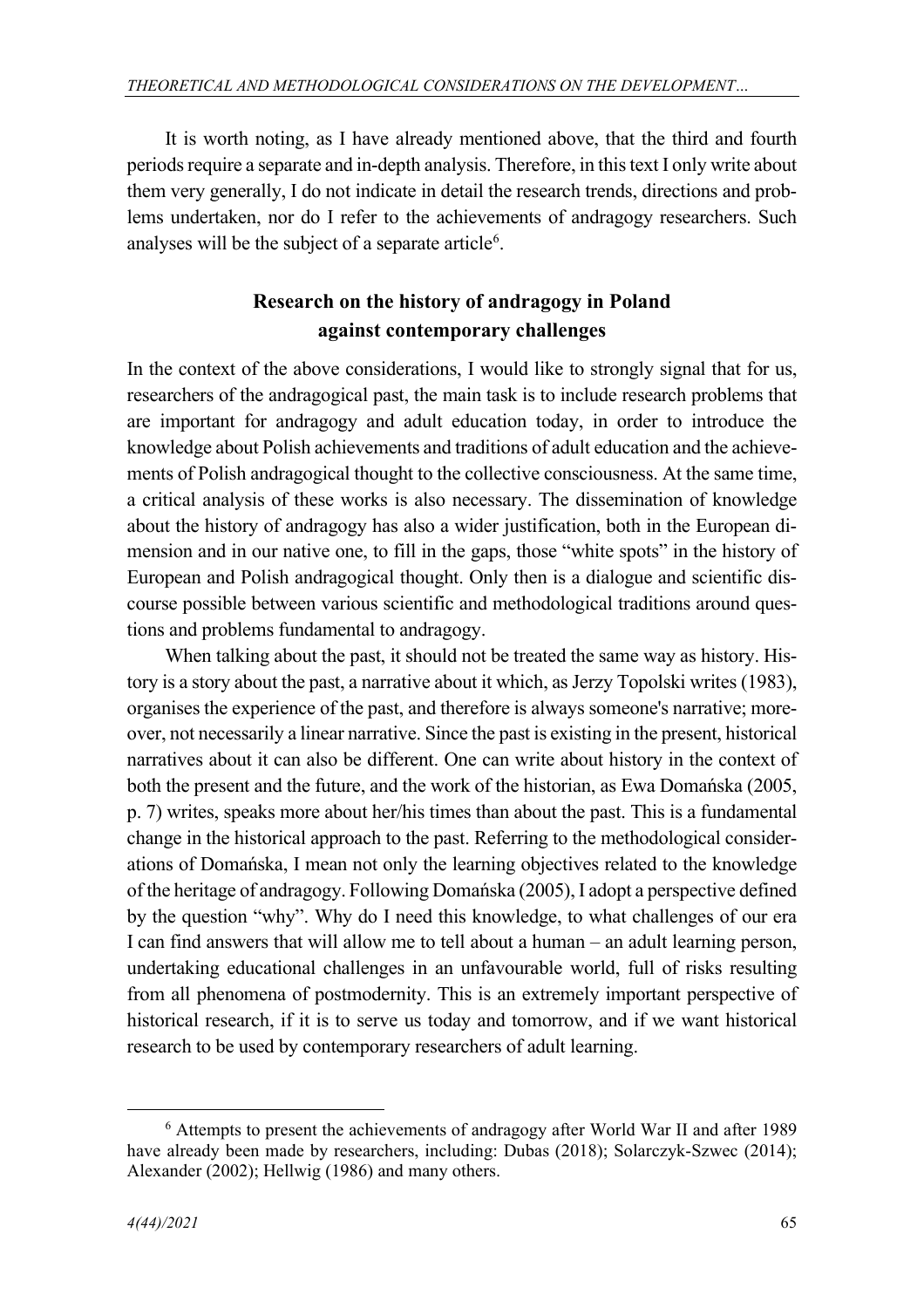It is worth noting, as I have already mentioned above, that the third and fourth periods require a separate and in-depth analysis. Therefore, in this text I only write about them very generally, I do not indicate in detail the research trends, directions and problems undertaken, nor do I refer to the achievements of andragogy researchers. Such analyses will be the subject of a separate article[6].

## Research on the history of andragogy in Poland against contemporary challenges

In the context of the above considerations, I would like to strongly signal that for us, researchers of the andragogical past, the main task is to include research problems that are important for andragogy and adult education today, in order to introduce the knowledge about Polish achievements and traditions of adult education and the achievements of Polish andragogical thought to the collective consciousness. At the same time, a critical analysis of these works is also necessary. The dissemination of knowledge about the history of andragogy has also a wider justification, both in the European dimension and in our native one, to fill in the gaps, those "white spots" in the history of European and Polish andragogical thought. Only then is a dialogue and scientific discourse possible between various scientific and methodological traditions around questions and problems fundamental to andragogy.

When talking about the past, it should not be treated the same way as history. History is a story about the past, a narrative about it which, as Jerzy Topolski writes (1983), organises the experience of the past, and therefore is always someone's narrative; moreover, not necessarily a linear narrative. Since the past is existing in the present, historical narratives about it can also be different. One can write about history in the context of both the present and the future, and the work of the historian, as Ewa Domańska (2005, p. 7) writes, speaks more about her/his times than about the past. This is a fundamental change in the historical approach to the past. Referring to the methodological considerations of Domańska, I mean not only the learning objectives related to the knowledge of the heritage of andragogy. Following Domańska (2005), I adopt a perspective defined by the question "why". Why do I need this knowledge, to what challenges of our era I can find answers that will allow me to tell about a human – an adult learning person, undertaking educational challenges in an unfavourable world, full of risks resulting from all phenomena of postmodernity. This is an extremely important perspective of historical research, if it is to serve us today and tomorrow, and if we want historical research to be used by contemporary researchers of adult learning.

[6] Attempts to present the achievements of andragogy after World War II and after 1989 have already been made by researchers, including: Dubas (2018); Solarczyk-Szwec (2014); Alexander (2002); Hellwig (1986) and many others.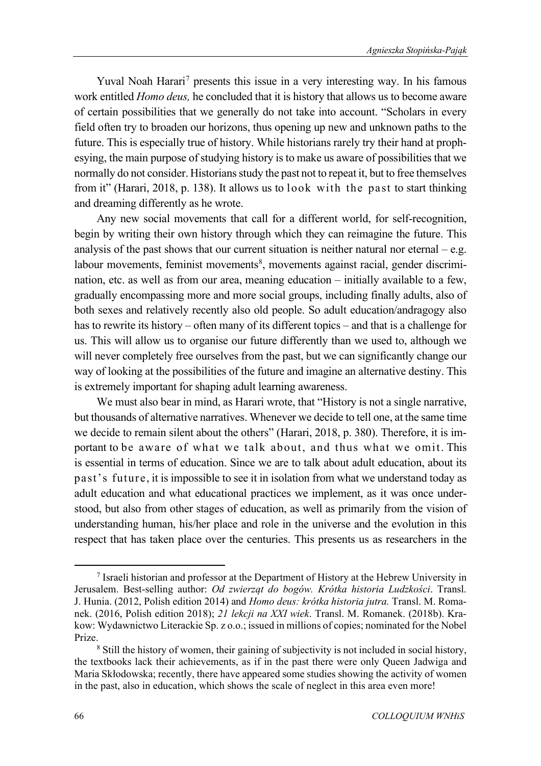Yuval Noah Harari[7] presents this issue in a very interesting way. In his famous work entitled *Homo deus,* he concluded that it is history that allows us to become aware of certain possibilities that we generally do not take into account. "Scholars in every field often try to broaden our horizons, thus opening up new and unknown paths to the future. This is especially true of history. While historians rarely try their hand at prophesying, the main purpose of studying history is to make us aware of possibilities that we normally do not consider. Historians study the past not to repeat it, but to free themselves from it" (Harari, 2018, p. 138). It allows us to look with the past to start thinking and dreaming differently as he wrote.

Any new social movements that call for a different world, for self-recognition, begin by writing their own history through which they can reimagine the future. This analysis of the past shows that our current situation is neither natural nor eternal – e.g. labour movements, feminist movements[8], movements against racial, gender discrimination, etc. as well as from our area, meaning education – initially available to a few, gradually encompassing more and more social groups, including finally adults, also of both sexes and relatively recently also old people. So adult education/andragogy also has to rewrite its history – often many of its different topics – and that is a challenge for us. This will allow us to organise our future differently than we used to, although we will never completely free ourselves from the past, but we can significantly change our way of looking at the possibilities of the future and imagine an alternative destiny. This is extremely important for shaping adult learning awareness.

We must also bear in mind, as Harari wrote, that "History is not a single narrative, but thousands of alternative narratives. Whenever we decide to tell one, at the same time we decide to remain silent about the others" (Harari, 2018, p. 380). Therefore, it is important to be aware of what we talk about, and thus what we omit. This is essential in terms of education. Since we are to talk about adult education, about its past's future, it is impossible to see it in isolation from what we understand today as adult education and what educational practices we implement, as it was once understood, but also from other stages of education, as well as primarily from the vision of understanding human, his/her place and role in the universe and the evolution in this respect that has taken place over the centuries. This presents us as researchers in the

---

[7] Israeli historian and professor at the Department of History at the Hebrew University in Jerusalem. Best-selling author: *Od zwierząt do bogów. Krótka historia Ludzkości*. Transl. J. Hunia. (2012, Polish edition 2014) and *Homo deus: krótka historia jutra.* Transl. M. Romanek. (2016, Polish edition 2018); *21 lekcji na XXI wiek*. Transl. M. Romanek. (2018b). Krakow: Wydawnictwo Literackie Sp. z o.o.; issued in millions of copies; nominated for the Nobel Prize.

[8] Still the history of women, their gaining of subjectivity is not included in social history, the textbooks lack their achievements, as if in the past there were only Queen Jadwiga and Maria Skłodowska; recently, there have appeared some studies showing the activity of women in the past, also in education, which shows the scale of neglect in this area even more!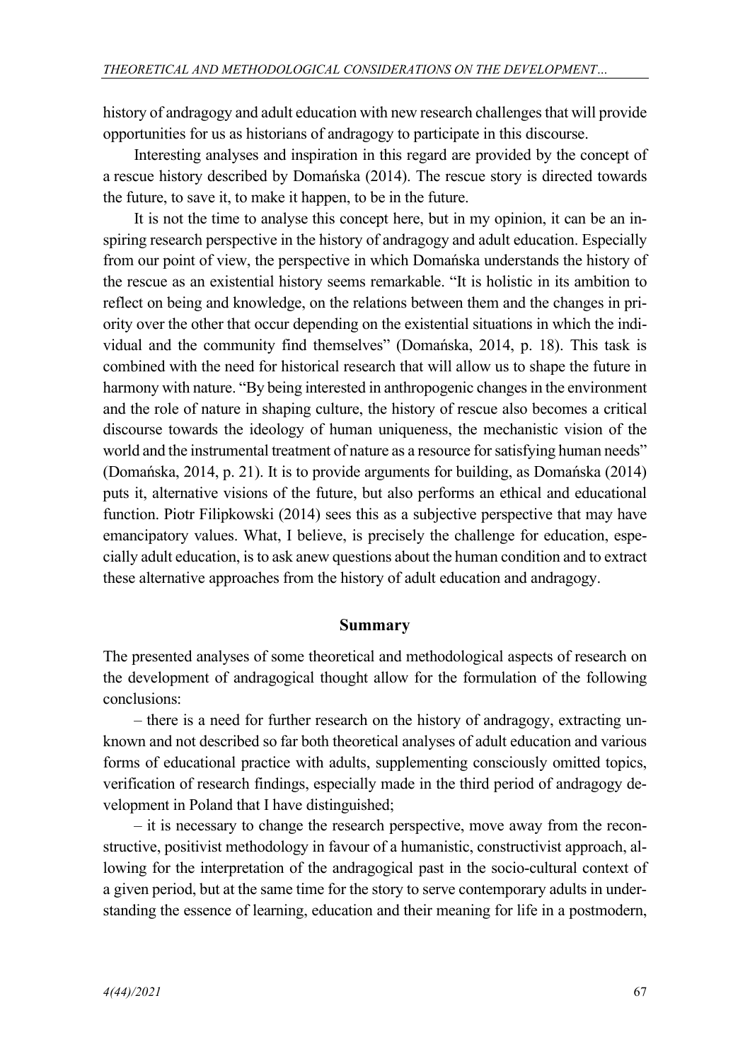history of andragogy and adult education with new research challenges that will provide opportunities for us as historians of andragogy to participate in this discourse.

Interesting analyses and inspiration in this regard are provided by the concept of a rescue history described by Domańska (2014). The rescue story is directed towards the future, to save it, to make it happen, to be in the future.

It is not the time to analyse this concept here, but in my opinion, it can be an inspiring research perspective in the history of andragogy and adult education. Especially from our point of view, the perspective in which Domańska understands the history of the rescue as an existential history seems remarkable. "It is holistic in its ambition to reflect on being and knowledge, on the relations between them and the changes in priority over the other that occur depending on the existential situations in which the individual and the community find themselves" (Domańska, 2014, p. 18). This task is combined with the need for historical research that will allow us to shape the future in harmony with nature. "By being interested in anthropogenic changes in the environment and the role of nature in shaping culture, the history of rescue also becomes a critical discourse towards the ideology of human uniqueness, the mechanistic vision of the world and the instrumental treatment of nature as a resource for satisfying human needs" (Domańska, 2014, p. 21). It is to provide arguments for building, as Domańska (2014) puts it, alternative visions of the future, but also performs an ethical and educational function. Piotr Filipkowski (2014) sees this as a subjective perspective that may have emancipatory values. What, I believe, is precisely the challenge for education, especially adult education, is to ask anew questions about the human condition and to extract these alternative approaches from the history of adult education and andragogy.

## Summary

The presented analyses of some theoretical and methodological aspects of research on the development of andragogical thought allow for the formulation of the following conclusions:

– there is a need for further research on the history of andragogy, extracting unknown and not described so far both theoretical analyses of adult education and various forms of educational practice with adults, supplementing consciously omitted topics, verification of research findings, especially made in the third period of andragogy development in Poland that I have distinguished;

– it is necessary to change the research perspective, move away from the reconstructive, positivist methodology in favour of a humanistic, constructivist approach, allowing for the interpretation of the andragogical past in the socio-cultural context of a given period, but at the same time for the story to serve contemporary adults in understanding the essence of learning, education and their meaning for life in a postmodern,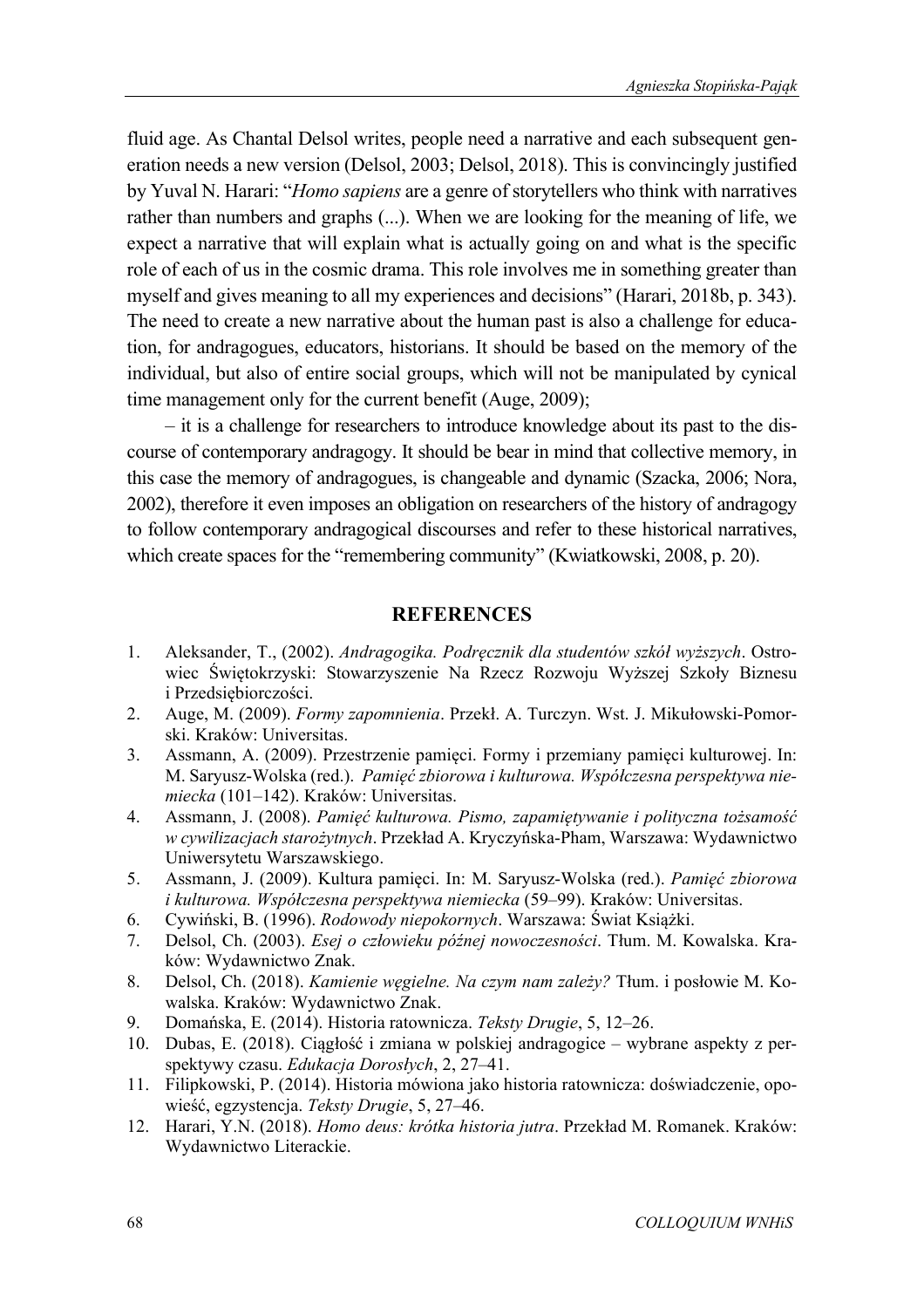fluid age. As Chantal Delsol writes, people need a narrative and each subsequent generation needs a new version (Delsol, 2003; Delsol, 2018). This is convincingly justified by Yuval N. Harari: "*Homo sapiens* are a genre of storytellers who think with narratives rather than numbers and graphs (...). When we are looking for the meaning of life, we expect a narrative that will explain what is actually going on and what is the specific role of each of us in the cosmic drama. This role involves me in something greater than myself and gives meaning to all my experiences and decisions" (Harari, 2018b, p. 343). The need to create a new narrative about the human past is also a challenge for education, for andragogues, educators, historians. It should be based on the memory of the individual, but also of entire social groups, which will not be manipulated by cynical time management only for the current benefit (Auge, 2009);

– it is a challenge for researchers to introduce knowledge about its past to the discourse of contemporary andragogy. It should be bear in mind that collective memory, in this case the memory of andragogues, is changeable and dynamic (Szacka, 2006; Nora, 2002), therefore it even imposes an obligation on researchers of the history of andragogy to follow contemporary andragogical discourses and refer to these historical narratives, which create spaces for the "remembering community" (Kwiatkowski, 2008, p. 20).

## REFERENCES

1. Aleksander, T., (2002). *Andragogika. Podręcznik dla studentów szkół wyższych*. Ostrowiec Świętokrzyski: Stowarzyszenie Na Rzecz Rozwoju Wyższej Szkoły Biznesu i Przedsiębiorczości.
2. Auge, M. (2009). *Formy zapomnienia*. Przekł. A. Turczyn. Wst. J. Mikułowski-Pomorski. Kraków: Universitas.
3. Assmann, A. (2009). Przestrzenie pamięci. Formy i przemiany pamięci kulturowej. In: M. Saryusz-Wolska (red.). *Pamięć zbiorowa i kulturowa. Współczesna perspektywa niemiecka* (101–142). Kraków: Universitas.
4. Assmann, J. (2008). *Pamięć kulturowa. Pismo, zapamiętywanie i polityczna tożsamość w cywilizacjach starożytnych*. Przekład A. Kryczyńska-Pham, Warszawa: Wydawnictwo Uniwersytetu Warszawskiego.
5. Assmann, J. (2009). Kultura pamięci. In: M. Saryusz-Wolska (red.). *Pamięć zbiorowa i kulturowa. Współczesna perspektywa niemiecka* (59–99). Kraków: Universitas.
6. Cywiński, B. (1996). *Rodowody niepokornych*. Warszawa: Świat Książki.
7. Delsol, Ch. (2003). *Esej o człowieku późnej nowoczesności*. Tłum. M. Kowalska. Kraków: Wydawnictwo Znak.
8. Delsol, Ch. (2018). *Kamienie węgielne. Na czym nam zależy?* Tłum. i posłowie M. Kowalska. Kraków: Wydawnictwo Znak.
9. Domańska, E. (2014). Historia ratownicza. *Teksty Drugie*, 5, 12–26.
10. Dubas, E. (2018). Ciągłość i zmiana w polskiej andragogice – wybrane aspekty z perspektywy czasu. *Edukacja Dorosłych*, 2, 27–41.
11. Filipkowski, P. (2014). Historia mówiona jako historia ratownicza: doświadczenie, opowieść, egzystencja. *Teksty Drugie*, 5, 27–46.
12. Harari, Y.N. (2018). *Homo deus: krótka historia jutra*. Przekład M. Romanek. Kraków: Wydawnictwo Literackie.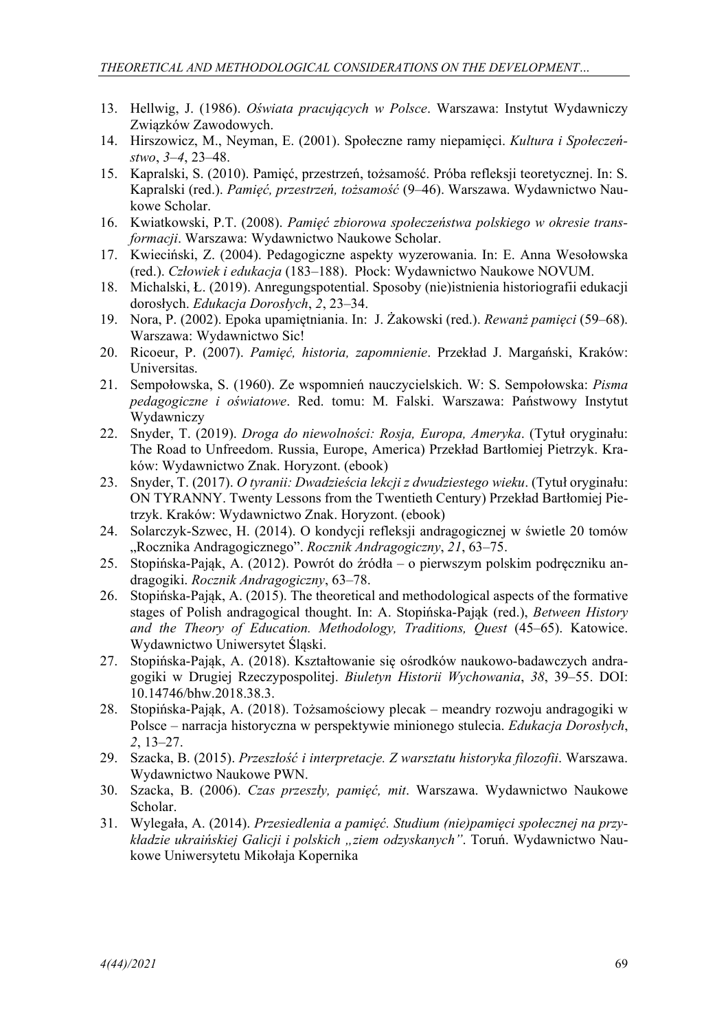13. Hellwig, J. (1986). *Oświata pracujących w Polsce*. Warszawa: Instytut Wydawniczy Związków Zawodowych.
14. Hirszowicz, M., Neyman, E. (2001). Społeczne ramy niepamięci. *Kultura i Społeczeństwo*, *3–4*, 23–48.
15. Kapralski, S. (2010). Pamięć, przestrzeń, tożsamość. Próba refleksji teoretycznej. In: S. Kapralski (red.). *Pamięć, przestrzeń, tożsamość* (9–46). Warszawa. Wydawnictwo Naukowe Scholar.
16. Kwiatkowski, P.T. (2008). *Pamięć zbiorowa społeczeństwa polskiego w okresie transformacji*. Warszawa: Wydawnictwo Naukowe Scholar.
17. Kwieciński, Z. (2004). Pedagogiczne aspekty wyzerowania. In: E. Anna Wesołowska (red.). *Człowiek i edukacja* (183–188). Płock: Wydawnictwo Naukowe NOVUM.
18. Michalski, Ł. (2019). Anregungspotential. Sposoby (nie)istnienia historiografii edukacji dorosłych. *Edukacja Dorosłych*, *2*, 23–34.
19. Nora, P. (2002). Epoka upamiętniania. In: J. Żakowski (red.). *Rewanż pamięci* (59–68). Warszawa: Wydawnictwo Sic!
20. Ricoeur, P. (2007). *Pamięć, historia, zapomnienie*. Przekład J. Margański, Kraków: Universitas.
21. Sempołowska, S. (1960). Ze wspomnień nauczycielskich. W: S. Sempołowska: *Pisma pedagogiczne i oświatowe*. Red. tomu: M. Falski. Warszawa: Państwowy Instytut Wydawniczy
22. Snyder, T. (2019). *Droga do niewolności: Rosja, Europa, Ameryka*. (Tytuł oryginału: The Road to Unfreedom. Russia, Europe, America) Przekład Bartłomiej Pietrzyk. Kraków: Wydawnictwo Znak. Horyzont. (ebook)
23. Snyder, T. (2017). *O tyranii: Dwadzieścia lekcji z dwudziestego wieku*. (Tytuł oryginału: ON TYRANNY. Twenty Lessons from the Twentieth Century) Przekład Bartłomiej Pietrzyk. Kraków: Wydawnictwo Znak. Horyzont. (ebook)
24. Solarczyk-Szwec, H. (2014). O kondycji refleksji andragogicznej w świetle 20 tomów „Rocznika Andragogicznego". *Rocznik Andragogiczny*, *21*, 63–75.
25. Stopińska-Pająk, A. (2012). Powrót do źródła – o pierwszym polskim podręczniku andragogiki. *Rocznik Andragogiczny*, 63–78.
26. Stopińska-Pająk, A. (2015). The theoretical and methodological aspects of the formative stages of Polish andragogical thought. In: A. Stopińska-Pająk (red.), *Between History and the Theory of Education. Methodology, Traditions, Quest* (45–65). Katowice. Wydawnictwo Uniwersytet Śląski.
27. Stopińska-Pająk, A. (2018). Kształtowanie się ośrodków naukowo-badawczych andragogiki w Drugiej Rzeczypospolitej. *Biuletyn Historii Wychowania*, *38*, 39–55. DOI: 10.14746/bhw.2018.38.3.
28. Stopińska-Pająk, A. (2018). Tożsamościowy plecak – meandry rozwoju andragogiki w Polsce – narracja historyczna w perspektywie minionego stulecia. *Edukacja Dorosłych*, *2*, 13–27.
29. Szacka, B. (2015). *Przeszłość i interpretacje. Z warsztatu historyka filozofii*. Warszawa. Wydawnictwo Naukowe PWN.
30. Szacka, B. (2006). *Czas przeszły, pamięć, mit*. Warszawa. Wydawnictwo Naukowe Scholar.
31. Wylegała, A. (2014). *Przesiedlenia a pamięć. Studium (nie)pamięci społecznej na przykładzie ukraińskiej Galicji i polskich „ziem odzyskanych"*. Toruń. Wydawnictwo Naukowe Uniwersytetu Mikołaja Kopernika